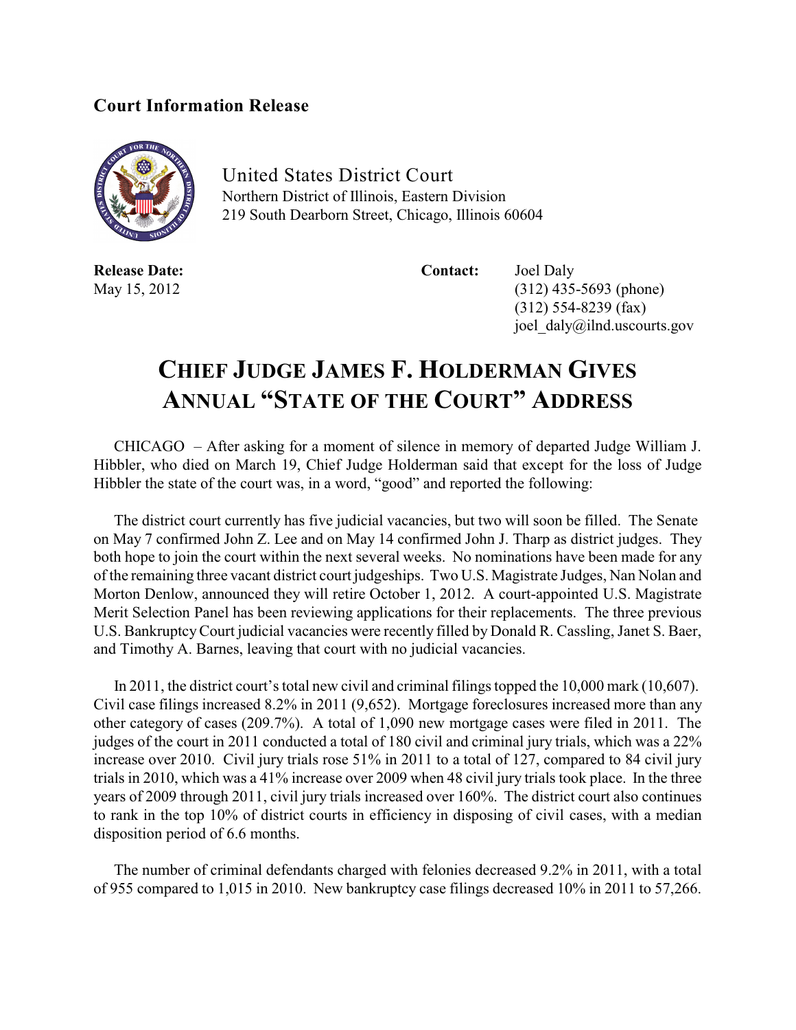**Court Information Release**

United States District Court
Northern District of Illinois, Eastern Division
219 South Dearborn Street, Chicago, Illinois 60604

**Release Date:**
May 15, 2012

**Contact:** Joel Daly
(312) 435-5693 (phone)
(312) 554-8239 (fax)
joel_daly@ilnd.uscourts.gov

# CHIEF JUDGE JAMES F. HOLDERMAN GIVES ANNUAL "STATE OF THE COURT" ADDRESS

CHICAGO – After asking for a moment of silence in memory of departed Judge William J. Hibbler, who died on March 19, Chief Judge Holderman said that except for the loss of Judge Hibbler the state of the court was, in a word, "good" and reported the following:

The district court currently has five judicial vacancies, but two will soon be filled. The Senate on May 7 confirmed John Z. Lee and on May 14 confirmed John J. Tharp as district judges. They both hope to join the court within the next several weeks. No nominations have been made for any of the remaining three vacant district court judgeships. Two U.S. Magistrate Judges, Nan Nolan and Morton Denlow, announced they will retire October 1, 2012. A court-appointed U.S. Magistrate Merit Selection Panel has been reviewing applications for their replacements. The three previous U.S. Bankruptcy Court judicial vacancies were recently filled by Donald R. Cassling, Janet S. Baer, and Timothy A. Barnes, leaving that court with no judicial vacancies.

In 2011, the district court's total new civil and criminal filings topped the 10,000 mark (10,607). Civil case filings increased 8.2% in 2011 (9,652). Mortgage foreclosures increased more than any other category of cases (209.7%). A total of 1,090 new mortgage cases were filed in 2011. The judges of the court in 2011 conducted a total of 180 civil and criminal jury trials, which was a 22% increase over 2010. Civil jury trials rose 51% in 2011 to a total of 127, compared to 84 civil jury trials in 2010, which was a 41% increase over 2009 when 48 civil jury trials took place. In the three years of 2009 through 2011, civil jury trials increased over 160%. The district court also continues to rank in the top 10% of district courts in efficiency in disposing of civil cases, with a median disposition period of 6.6 months.

The number of criminal defendants charged with felonies decreased 9.2% in 2011, with a total of 955 compared to 1,015 in 2010. New bankruptcy case filings decreased 10% in 2011 to 57,266.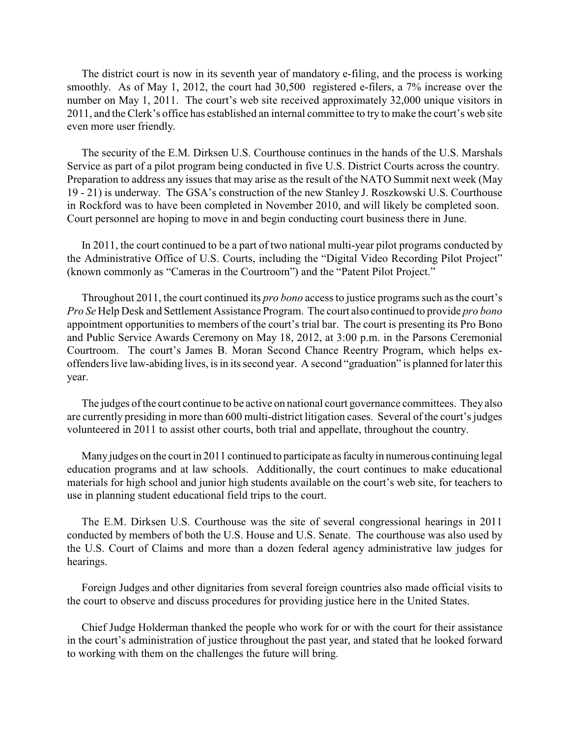The district court is now in its seventh year of mandatory e-filing, and the process is working smoothly. As of May 1, 2012, the court had 30,500 registered e-filers, a 7% increase over the number on May 1, 2011. The court's web site received approximately 32,000 unique visitors in 2011, and the Clerk's office has established an internal committee to try to make the court's web site even more user friendly.

The security of the E.M. Dirksen U.S. Courthouse continues in the hands of the U.S. Marshals Service as part of a pilot program being conducted in five U.S. District Courts across the country. Preparation to address any issues that may arise as the result of the NATO Summit next week (May 19 - 21) is underway. The GSA's construction of the new Stanley J. Roszkowski U.S. Courthouse in Rockford was to have been completed in November 2010, and will likely be completed soon. Court personnel are hoping to move in and begin conducting court business there in June.

In 2011, the court continued to be a part of two national multi-year pilot programs conducted by the Administrative Office of U.S. Courts, including the "Digital Video Recording Pilot Project" (known commonly as "Cameras in the Courtroom") and the "Patent Pilot Project."

Throughout 2011, the court continued its *pro bono* access to justice programs such as the court's *Pro Se* Help Desk and Settlement Assistance Program. The court also continued to provide *pro bono* appointment opportunities to members of the court's trial bar. The court is presenting its Pro Bono and Public Service Awards Ceremony on May 18, 2012, at 3:00 p.m. in the Parsons Ceremonial Courtroom. The court's James B. Moran Second Chance Reentry Program, which helps ex-offenders live law-abiding lives, is in its second year. A second "graduation" is planned for later this year.

The judges of the court continue to be active on national court governance committees. They also are currently presiding in more than 600 multi-district litigation cases. Several of the court's judges volunteered in 2011 to assist other courts, both trial and appellate, throughout the country.

Many judges on the court in 2011 continued to participate as faculty in numerous continuing legal education programs and at law schools. Additionally, the court continues to make educational materials for high school and junior high students available on the court's web site, for teachers to use in planning student educational field trips to the court.

The E.M. Dirksen U.S. Courthouse was the site of several congressional hearings in 2011 conducted by members of both the U.S. House and U.S. Senate. The courthouse was also used by the U.S. Court of Claims and more than a dozen federal agency administrative law judges for hearings.

Foreign Judges and other dignitaries from several foreign countries also made official visits to the court to observe and discuss procedures for providing justice here in the United States.

Chief Judge Holderman thanked the people who work for or with the court for their assistance in the court's administration of justice throughout the past year, and stated that he looked forward to working with them on the challenges the future will bring.